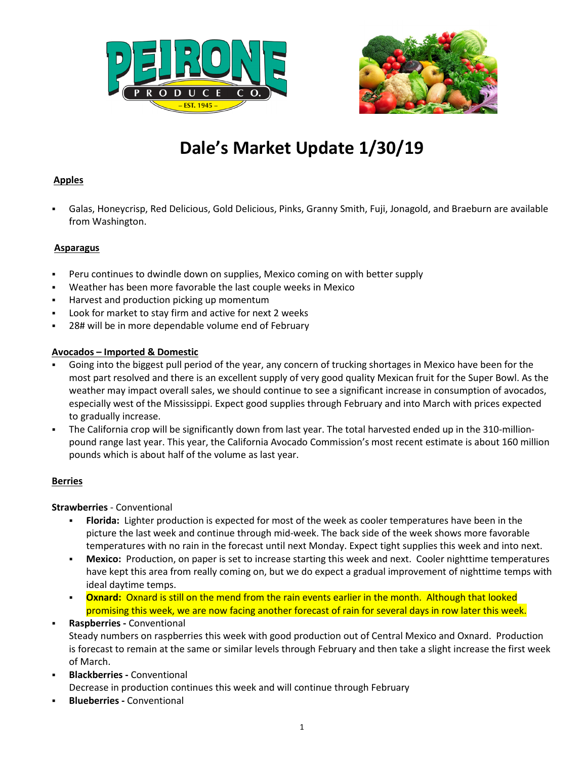# Dale's Market Update 1/30/19

## Apples

- Galas, Honeycrisp, Red Delicious, Gold Delicious, Pinks, Granny Smith, Fuji, Jonagold, and Braeburn are available from Washington.

## Asparagus

- Peru continues to dwindle down on supplies, Mexico coming on with better supply
- Weather has been more favorable the last couple weeks in Mexico
- Harvest and production picking up momentum
- Look for market to stay firm and active for next 2 weeks
- 28# will be in more dependable volume end of February

## Avocados – Imported & Domestic

- Going into the biggest pull period of the year, any concern of trucking shortages in Mexico have been for the most part resolved and there is an excellent supply of very good quality Mexican fruit for the Super Bowl. As the weather may impact overall sales, we should continue to see a significant increase in consumption of avocados, especially west of the Mississippi. Expect good supplies through February and into March with prices expected to gradually increase.
- The California crop will be significantly down from last year. The total harvested ended up in the 310-million-pound range last year. This year, the California Avocado Commission's most recent estimate is about 160 million pounds which is about half of the volume as last year.

## Berries

**Strawberries** - Conventional

- **Florida:** Lighter production is expected for most of the week as cooler temperatures have been in the picture the last week and continue through mid-week. The back side of the week shows more favorable temperatures with no rain in the forecast until next Monday. Expect tight supplies this week and into next.
- **Mexico:** Production, on paper is set to increase starting this week and next. Cooler nighttime temperatures have kept this area from really coming on, but we do expect a gradual improvement of nighttime temps with ideal daytime temps.
- **Oxnard:** Oxnard is still on the mend from the rain events earlier in the month. Although that looked promising this week, we are now facing another forecast of rain for several days in row later this week.

- **Raspberries -** Conventional
  Steady numbers on raspberries this week with good production out of Central Mexico and Oxnard. Production is forecast to remain at the same or similar levels through February and then take a slight increase the first week of March.
- **Blackberries -** Conventional
  Decrease in production continues this week and will continue through February
- **Blueberries -** Conventional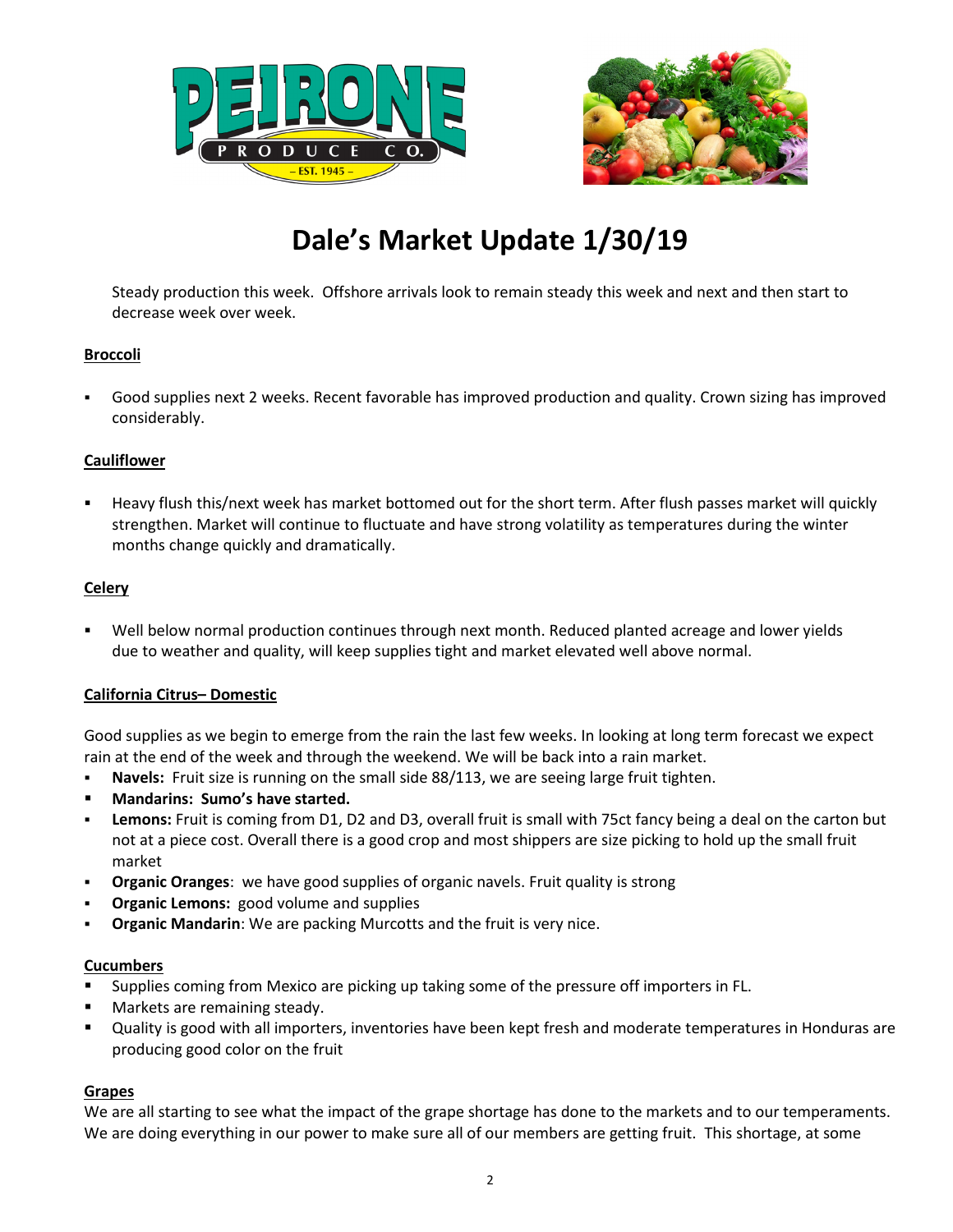# Dale's Market Update 1/30/19

Steady production this week. Offshore arrivals look to remain steady this week and next and then start to decrease week over week.

## Broccoli

- Good supplies next 2 weeks. Recent favorable has improved production and quality. Crown sizing has improved considerably.

## Cauliflower

- Heavy flush this/next week has market bottomed out for the short term. After flush passes market will quickly strengthen. Market will continue to fluctuate and have strong volatility as temperatures during the winter months change quickly and dramatically.

## Celery

- Well below normal production continues through next month. Reduced planted acreage and lower yields due to weather and quality, will keep supplies tight and market elevated well above normal.

## California Citrus– Domestic

Good supplies as we begin to emerge from the rain the last few weeks. In looking at long term forecast we expect rain at the end of the week and through the weekend. We will be back into a rain market.

- **Navels:** Fruit size is running on the small side 88/113, we are seeing large fruit tighten.
- **Mandarins: Sumo's have started.**
- **Lemons:** Fruit is coming from D1, D2 and D3, overall fruit is small with 75ct fancy being a deal on the carton but not at a piece cost. Overall there is a good crop and most shippers are size picking to hold up the small fruit market
- **Organic Oranges**: we have good supplies of organic navels. Fruit quality is strong
- **Organic Lemons:** good volume and supplies
- **Organic Mandarin**: We are packing Murcotts and the fruit is very nice.

## Cucumbers

- Supplies coming from Mexico are picking up taking some of the pressure off importers in FL.
- Markets are remaining steady.
- Quality is good with all importers, inventories have been kept fresh and moderate temperatures in Honduras are producing good color on the fruit

## Grapes

We are all starting to see what the impact of the grape shortage has done to the markets and to our temperaments. We are doing everything in our power to make sure all of our members are getting fruit. This shortage, at some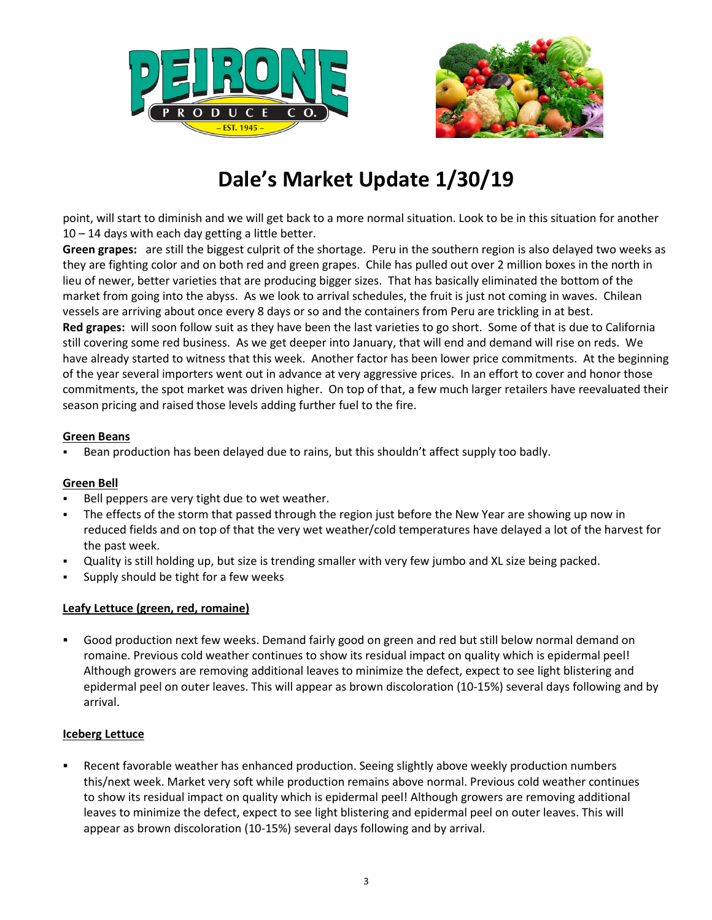# Dale's Market Update 1/30/19

point, will start to diminish and we will get back to a more normal situation. Look to be in this situation for another 10 – 14 days with each day getting a little better.

**Green grapes:** are still the biggest culprit of the shortage. Peru in the southern region is also delayed two weeks as they are fighting color and on both red and green grapes. Chile has pulled out over 2 million boxes in the north in lieu of newer, better varieties that are producing bigger sizes. That has basically eliminated the bottom of the market from going into the abyss. As we look to arrival schedules, the fruit is just not coming in waves. Chilean vessels are arriving about once every 8 days or so and the containers from Peru are trickling in at best.

**Red grapes:** will soon follow suit as they have been the last varieties to go short. Some of that is due to California still covering some red business. As we get deeper into January, that will end and demand will rise on reds. We have already started to witness that this week. Another factor has been lower price commitments. At the beginning of the year several importers went out in advance at very aggressive prices. In an effort to cover and honor those commitments, the spot market was driven higher. On top of that, a few much larger retailers have reevaluated their season pricing and raised those levels adding further fuel to the fire.

## Green Beans

- Bean production has been delayed due to rains, but this shouldn't affect supply too badly.

## Green Bell

- Bell peppers are very tight due to wet weather.
- The effects of the storm that passed through the region just before the New Year are showing up now in reduced fields and on top of that the very wet weather/cold temperatures have delayed a lot of the harvest for the past week.
- Quality is still holding up, but size is trending smaller with very few jumbo and XL size being packed.
- Supply should be tight for a few weeks

## Leafy Lettuce (green, red, romaine)

- Good production next few weeks. Demand fairly good on green and red but still below normal demand on romaine. Previous cold weather continues to show its residual impact on quality which is epidermal peel! Although growers are removing additional leaves to minimize the defect, expect to see light blistering and epidermal peel on outer leaves. This will appear as brown discoloration (10-15%) several days following and by arrival.

## Iceberg Lettuce

- Recent favorable weather has enhanced production. Seeing slightly above weekly production numbers this/next week. Market very soft while production remains above normal. Previous cold weather continues to show its residual impact on quality which is epidermal peel! Although growers are removing additional leaves to minimize the defect, expect to see light blistering and epidermal peel on outer leaves. This will appear as brown discoloration (10-15%) several days following and by arrival.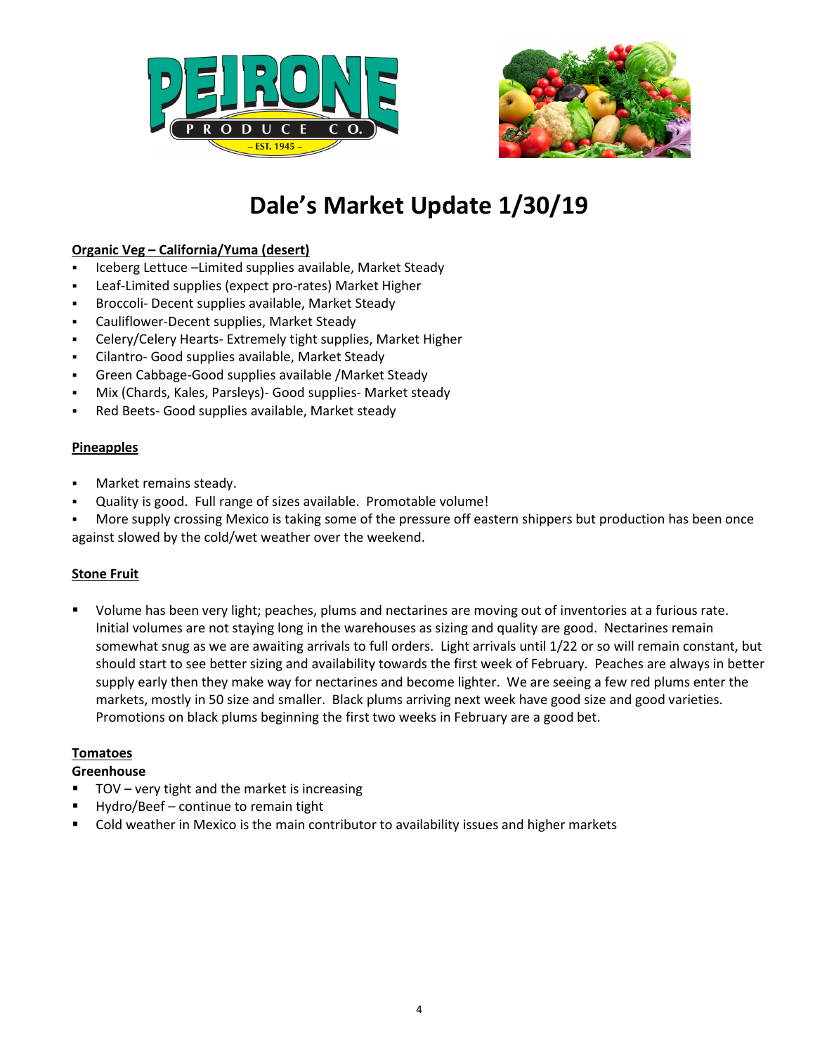# Dale's Market Update 1/30/19

**Organic Veg – California/Yuma (desert)**

- Iceberg Lettuce –Limited supplies available, Market Steady
- Leaf-Limited supplies (expect pro-rates) Market Higher
- Broccoli- Decent supplies available, Market Steady
- Cauliflower-Decent supplies, Market Steady
- Celery/Celery Hearts- Extremely tight supplies, Market Higher
- Cilantro- Good supplies available, Market Steady
- Green Cabbage-Good supplies available /Market Steady
- Mix (Chards, Kales, Parsleys)- Good supplies- Market steady
- Red Beets- Good supplies available, Market steady

**Pineapples**

- Market remains steady.
- Quality is good. Full range of sizes available. Promotable volume!
- More supply crossing Mexico is taking some of the pressure off eastern shippers but production has been once against slowed by the cold/wet weather over the weekend.

**Stone Fruit**

- Volume has been very light; peaches, plums and nectarines are moving out of inventories at a furious rate. Initial volumes are not staying long in the warehouses as sizing and quality are good. Nectarines remain somewhat snug as we are awaiting arrivals to full orders. Light arrivals until 1/22 or so will remain constant, but should start to see better sizing and availability towards the first week of February. Peaches are always in better supply early then they make way for nectarines and become lighter. We are seeing a few red plums enter the markets, mostly in 50 size and smaller. Black plums arriving next week have good size and good varieties. Promotions on black plums beginning the first two weeks in February are a good bet.

**Tomatoes**

**Greenhouse**

- TOV – very tight and the market is increasing
- Hydro/Beef – continue to remain tight
- Cold weather in Mexico is the main contributor to availability issues and higher markets